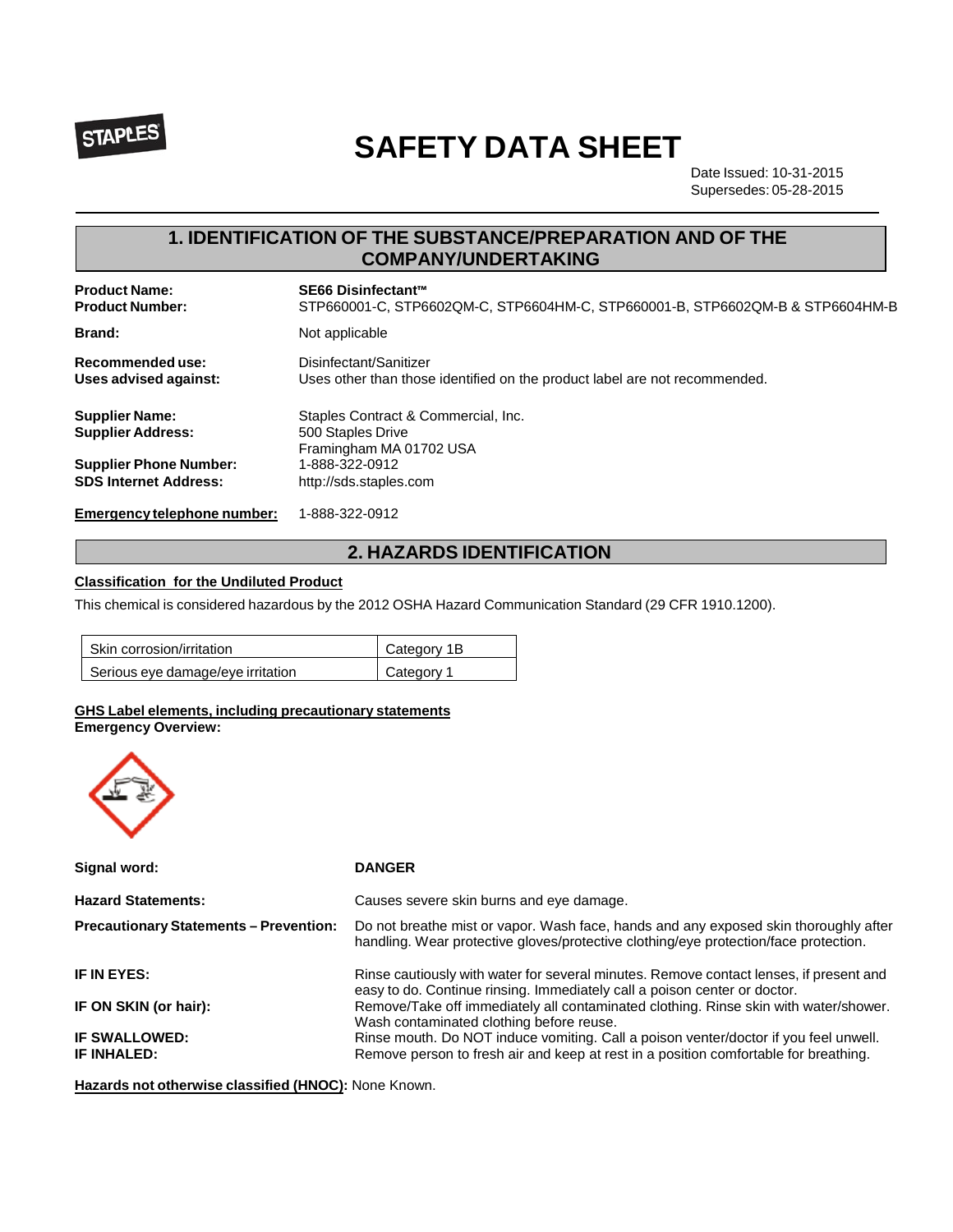# SAFETY DATA SHEET

Date Issued: 10-31-2015
Supersedes: 05-28-2015

## 1. IDENTIFICATION OF THE SUBSTANCE/PREPARATION AND OF THE COMPANY/UNDERTAKING

**Product Name:** **SE66 Disinfectant™**
**Product Number:** STP660001-C, STP6602QM-C, STP6604HM-C, STP660001-B, STP6602QM-B & STP6604HM-B

**Brand:** Not applicable

**Recommended use:** Disinfectant/Sanitizer
**Uses advised against:** Uses other than those identified on the product label are not recommended.

**Supplier Name:** Staples Contract & Commercial, Inc.
**Supplier Address:** 500 Staples Drive
Framingham MA 01702 USA
**Supplier Phone Number:** 1-888-322-0912
**SDS Internet Address:** http://sds.staples.com

**Emergency telephone number:** 1-888-322-0912

## 2. HAZARDS IDENTIFICATION

**Classification for the Undiluted Product**

This chemical is considered hazardous by the 2012 OSHA Hazard Communication Standard (29 CFR 1910.1200).

| Hazard | Category |
|---|---|
| Skin corrosion/irritation | Category 1B |
| Serious eye damage/eye irritation | Category 1 |

**GHS Label elements, including precautionary statements**
**Emergency Overview:**

**Signal word:** **DANGER**

**Hazard Statements:** Causes severe skin burns and eye damage.

**Precautionary Statements – Prevention:** Do not breathe mist or vapor. Wash face, hands and any exposed skin thoroughly after handling. Wear protective gloves/protective clothing/eye protection/face protection.

**IF IN EYES:** Rinse cautiously with water for several minutes. Remove contact lenses, if present and easy to do. Continue rinsing. Immediately call a poison center or doctor.

**IF ON SKIN (or hair):** Remove/Take off immediately all contaminated clothing. Rinse skin with water/shower. Wash contaminated clothing before reuse.

**IF SWALLOWED:** Rinse mouth. Do NOT induce vomiting. Call a poison venter/doctor if you feel unwell.

**IF INHALED:** Remove person to fresh air and keep at rest in a position comfortable for breathing.

**Hazards not otherwise classified (HNOC):** None Known.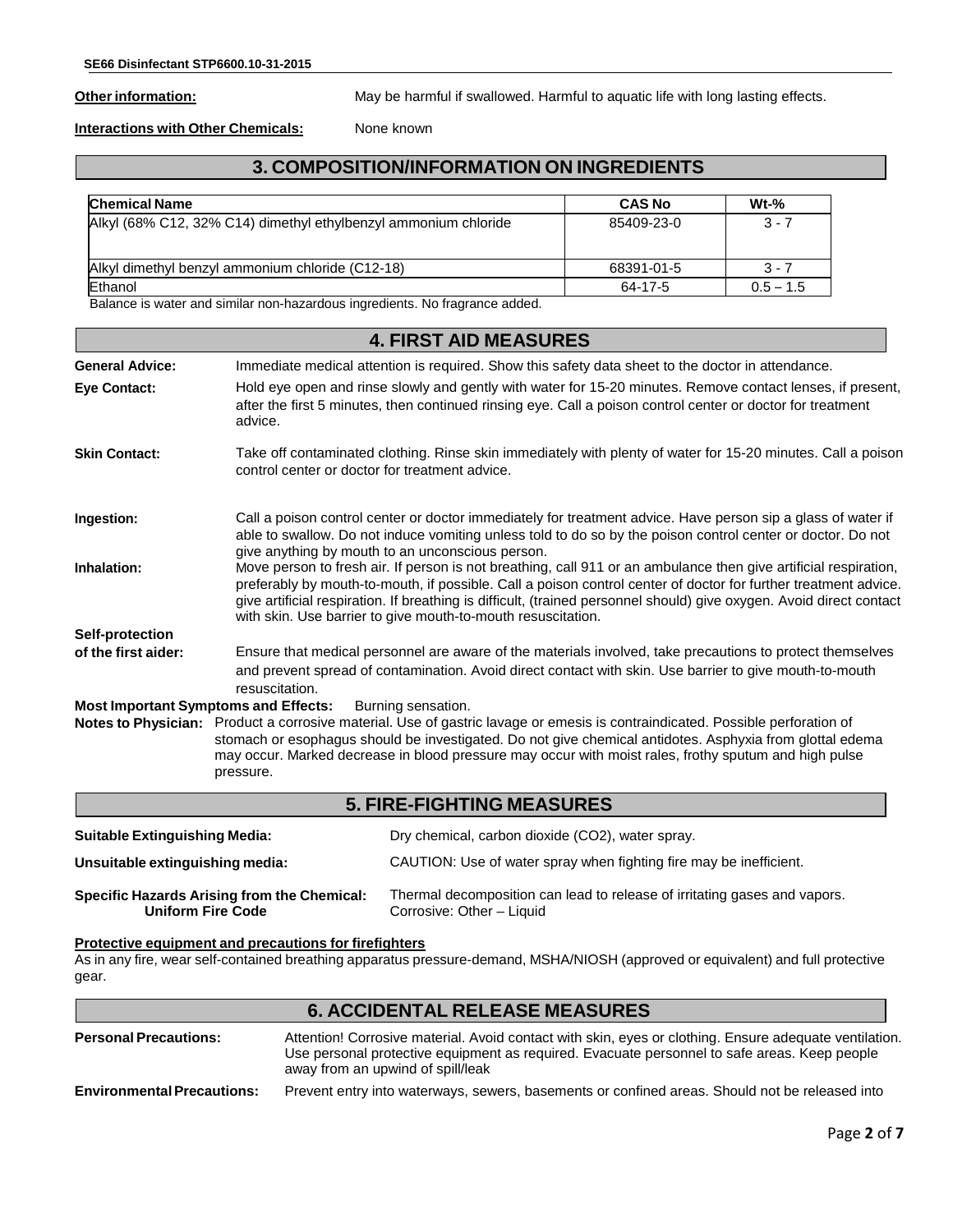**Other information:** May be harmful if swallowed. Harmful to aquatic life with long lasting effects.

**Interactions with Other Chemicals:** None known

## 3. COMPOSITION/INFORMATION ON INGREDIENTS

| Chemical Name | CAS No | Wt-% |
|---|---|---|
| Alkyl (68% C12, 32% C14) dimethyl ethylbenzyl ammonium chloride | 85409-23-0 | 3 - 7 |
| Alkyl dimethyl benzyl ammonium chloride (C12-18) | 68391-01-5 | 3 - 7 |
| Ethanol | 64-17-5 | 0.5 – 1.5 |

Balance is water and similar non-hazardous ingredients. No fragrance added.

## 4. FIRST AID MEASURES

**General Advice:** Immediate medical attention is required. Show this safety data sheet to the doctor in attendance.

**Eye Contact:** Hold eye open and rinse slowly and gently with water for 15-20 minutes. Remove contact lenses, if present, after the first 5 minutes, then continued rinsing eye. Call a poison control center or doctor for treatment advice.

**Skin Contact:** Take off contaminated clothing. Rinse skin immediately with plenty of water for 15-20 minutes. Call a poison control center or doctor for treatment advice.

**Ingestion:** Call a poison control center or doctor immediately for treatment advice. Have person sip a glass of water if able to swallow. Do not induce vomiting unless told to do so by the poison control center or doctor. Do not give anything by mouth to an unconscious person.

**Inhalation:** Move person to fresh air. If person is not breathing, call 911 or an ambulance then give artificial respiration, preferably by mouth-to-mouth, if possible. Call a poison control center of doctor for further treatment advice. give artificial respiration. If breathing is difficult, (trained personnel should) give oxygen. Avoid direct contact with skin. Use barrier to give mouth-to-mouth resuscitation.

**Self-protection of the first aider:** Ensure that medical personnel are aware of the materials involved, take precautions to protect themselves and prevent spread of contamination. Avoid direct contact with skin. Use barrier to give mouth-to-mouth resuscitation.

**Most Important Symptoms and Effects:** Burning sensation.

**Notes to Physician:** Product a corrosive material. Use of gastric lavage or emesis is contraindicated. Possible perforation of stomach or esophagus should be investigated. Do not give chemical antidotes. Asphyxia from glottal edema may occur. Marked decrease in blood pressure may occur with moist rales, frothy sputum and high pulse pressure.

## 5. FIRE-FIGHTING MEASURES

**Suitable Extinguishing Media:** Dry chemical, carbon dioxide (CO2), water spray.

**Unsuitable extinguishing media:** CAUTION: Use of water spray when fighting fire may be inefficient.

**Specific Hazards Arising from the Chemical:** Thermal decomposition can lead to release of irritating gases and vapors.

**Uniform Fire Code** Corrosive: Other – Liquid

**Protective equipment and precautions for firefighters**

As in any fire, wear self-contained breathing apparatus pressure-demand, MSHA/NIOSH (approved or equivalent) and full protective gear.

## 6. ACCIDENTAL RELEASE MEASURES

**Personal Precautions:** Attention! Corrosive material. Avoid contact with skin, eyes or clothing. Ensure adequate ventilation. Use personal protective equipment as required. Evacuate personnel to safe areas. Keep people away from an upwind of spill/leak

**Environmental Precautions:** Prevent entry into waterways, sewers, basements or confined areas. Should not be released into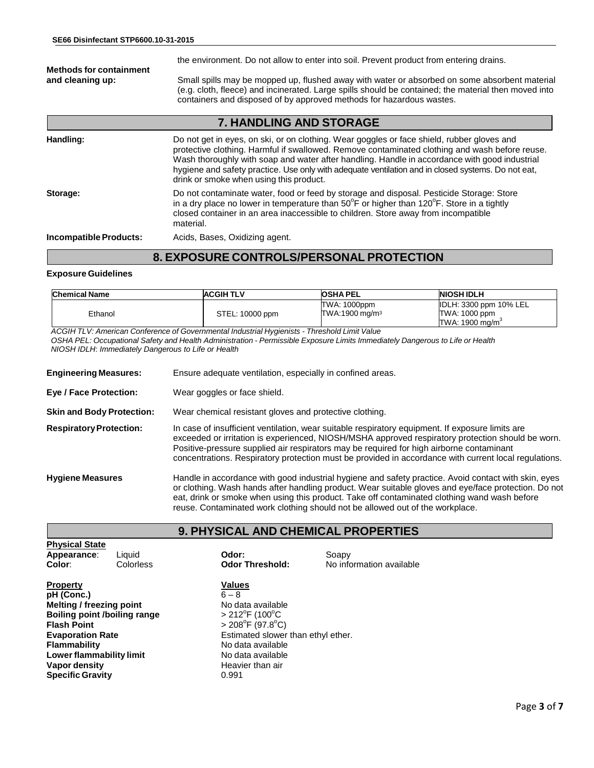the environment. Do not allow to enter into soil. Prevent product from entering drains.

**Methods for containment and cleaning up:** Small spills may be mopped up, flushed away with water or absorbed on some absorbent material (e.g. cloth, fleece) and incinerated. Large spills should be contained; the material then moved into containers and disposed of by approved methods for hazardous wastes.

## 7. HANDLING AND STORAGE

**Handling:** Do not get in eyes, on ski, or on clothing. Wear goggles or face shield, rubber gloves and protective clothing. Harmful if swallowed. Remove contaminated clothing and wash before reuse. Wash thoroughly with soap and water after handling. Handle in accordance with good industrial hygiene and safety practice. Use only with adequate ventilation and in closed systems. Do not eat, drink or smoke when using this product.

**Storage:** Do not contaminate water, food or feed by storage and disposal. Pesticide Storage: Store in a dry place no lower in temperature than 50°F or higher than 120°F. Store in a tightly closed container in an area inaccessible to children. Store away from incompatible material.

**Incompatible Products:** Acids, Bases, Oxidizing agent.

## 8. EXPOSURE CONTROLS/PERSONAL PROTECTION

**Exposure Guidelines**

| Chemical Name | ACGIH TLV | OSHA PEL | NIOSH IDLH |
|---|---|---|---|
| Ethanol | STEL: 10000 ppm | TWA: 1000ppm<br>TWA:1900 mg/m³ | IDLH: 3300 ppm 10% LEL<br>TWA: 1000 ppm<br>TWA: 1900 mg/m³ |

*ACGIH TLV: American Conference of Governmental Industrial Hygienists - Threshold Limit Value*
*OSHA PEL: Occupational Safety and Health Administration - Permissible Exposure Limits Immediately Dangerous to Life or Health*
*NIOSH IDLH: Immediately Dangerous to Life or Health*

**Engineering Measures:** Ensure adequate ventilation, especially in confined areas.

**Eye / Face Protection:** Wear goggles or face shield.

**Skin and Body Protection:** Wear chemical resistant gloves and protective clothing.

**Respiratory Protection:** In case of insufficient ventilation, wear suitable respiratory equipment. If exposure limits are exceeded or irritation is experienced, NIOSH/MSHA approved respiratory protection should be worn. Positive-pressure supplied air respirators may be required for high airborne contaminant concentrations. Respiratory protection must be provided in accordance with current local regulations.

**Hygiene Measures** Handle in accordance with good industrial hygiene and safety practice. Avoid contact with skin, eyes or clothing. Wash hands after handling product. Wear suitable gloves and eye/face protection. Do not eat, drink or smoke when using this product. Take off contaminated clothing wand wash before reuse. Contaminated work clothing should not be allowed out of the workplace.

## 9. PHYSICAL AND CHEMICAL PROPERTIES

**Physical State**

**Appearance**: Liquid **Odor:** Soapy
**Color**: Colorless **Odor Threshold:** No information available

| Property | Values |
|---|---|
| **pH (Conc.)** | 6 – 8 |
| **Melting / freezing point** | No data available |
| **Boiling point /boiling range** | > 212°F (100°C |
| **Flash Point** | > 208°F (97.8°C) |
| **Evaporation Rate** | Estimated slower than ethyl ether. |
| **Flammability** | No data available |
| **Lower flammability limit** | No data available |
| **Vapor density** | Heavier than air |
| **Specific Gravity** | 0.991 |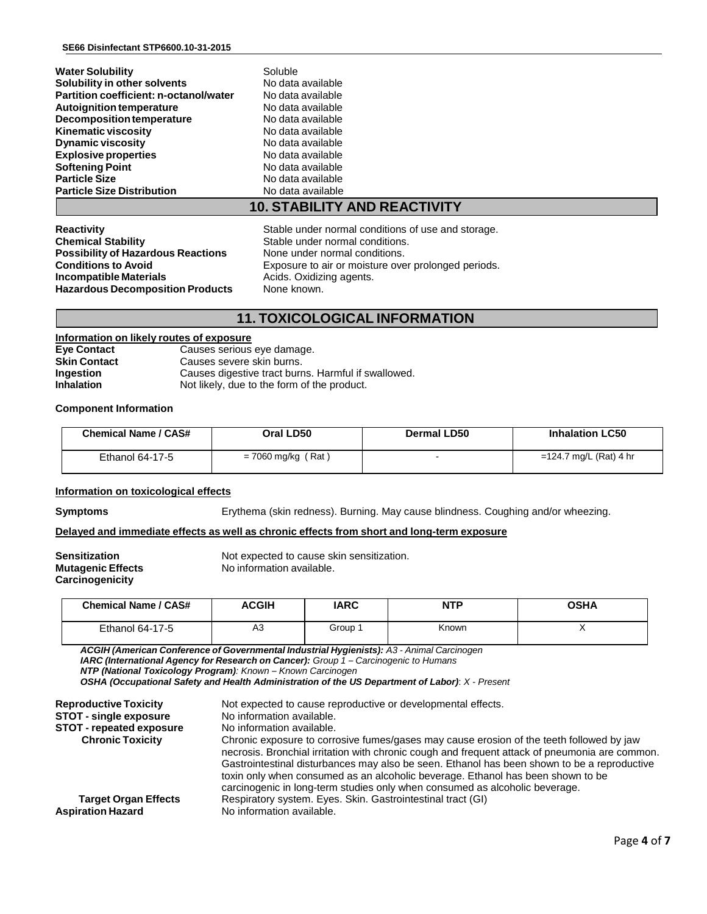| | |
|---|---|
| **Water Solubility** | Soluble |
| **Solubility in other solvents** | No data available |
| **Partition coefficient: n-octanol/water** | No data available |
| **Autoignition temperature** | No data available |
| **Decomposition temperature** | No data available |
| **Kinematic viscosity** | No data available |
| **Dynamic viscosity** | No data available |
| **Explosive properties** | No data available |
| **Softening Point** | No data available |
| **Particle Size** | No data available |
| **Particle Size Distribution** | No data available |

## 10. STABILITY AND REACTIVITY

| | |
|---|---|
| **Reactivity** | Stable under normal conditions of use and storage. |
| **Chemical Stability** | Stable under normal conditions. |
| **Possibility of Hazardous Reactions** | None under normal conditions. |
| **Conditions to Avoid** | Exposure to air or moisture over prolonged periods. |
| **Incompatible Materials** | Acids. Oxidizing agents. |
| **Hazardous Decomposition Products** | None known. |

## 11. TOXICOLOGICAL INFORMATION

**Information on likely routes of exposure**

| | |
|---|---|
| **Eye Contact** | Causes serious eye damage. |
| **Skin Contact** | Causes severe skin burns. |
| **Ingestion** | Causes digestive tract burns. Harmful if swallowed. |
| **Inhalation** | Not likely, due to the form of the product. |

**Component Information**

| Chemical Name / CAS# | Oral LD50 | Dermal LD50 | Inhalation LC50 |
|---|---|---|---|
| Ethanol 64-17-5 | = 7060 mg/kg ( Rat ) | - | =124.7 mg/L (Rat) 4 hr |

**Information on toxicological effects**

**Symptoms** Erythema (skin redness). Burning. May cause blindness. Coughing and/or wheezing.

**Delayed and immediate effects as well as chronic effects from short and long-term exposure**

| | |
|---|---|
| **Sensitization** | Not expected to cause skin sensitization. |
| **Mutagenic Effects** | No information available. |
| **Carcinogenicity** | |

| Chemical Name / CAS# | ACGIH | IARC | NTP | OSHA |
|---|---|---|---|---|
| Ethanol 64-17-5 | A3 | Group 1 | Known | X |

***ACGIH (American Conference of Governmental Industrial Hygienists):*** *A3 - Animal Carcinogen*
***IARC (International Agency for Research on Cancer):*** *Group 1 – Carcinogenic to Humans*
***NTP (National Toxicology Program)****: Known – Known Carcinogen*
***OSHA (Occupational Safety and Health Administration of the US Department of Labor)****: X - Present*

| | |
|---|---|
| **Reproductive Toxicity** | Not expected to cause reproductive or developmental effects. |
| **STOT - single exposure** | No information available. |
| **STOT - repeated exposure** | No information available. |
| **Chronic Toxicity** | Chronic exposure to corrosive fumes/gases may cause erosion of the teeth followed by jaw necrosis. Bronchial irritation with chronic cough and frequent attack of pneumonia are common. Gastrointestinal disturbances may also be seen. Ethanol has been shown to be a reproductive toxin only when consumed as an alcoholic beverage. Ethanol has been shown to be carcinogenic in long-term studies only when consumed as alcoholic beverage. |
| **Target Organ Effects** | Respiratory system. Eyes. Skin. Gastrointestinal tract (GI) |
| **Aspiration Hazard** | No information available. |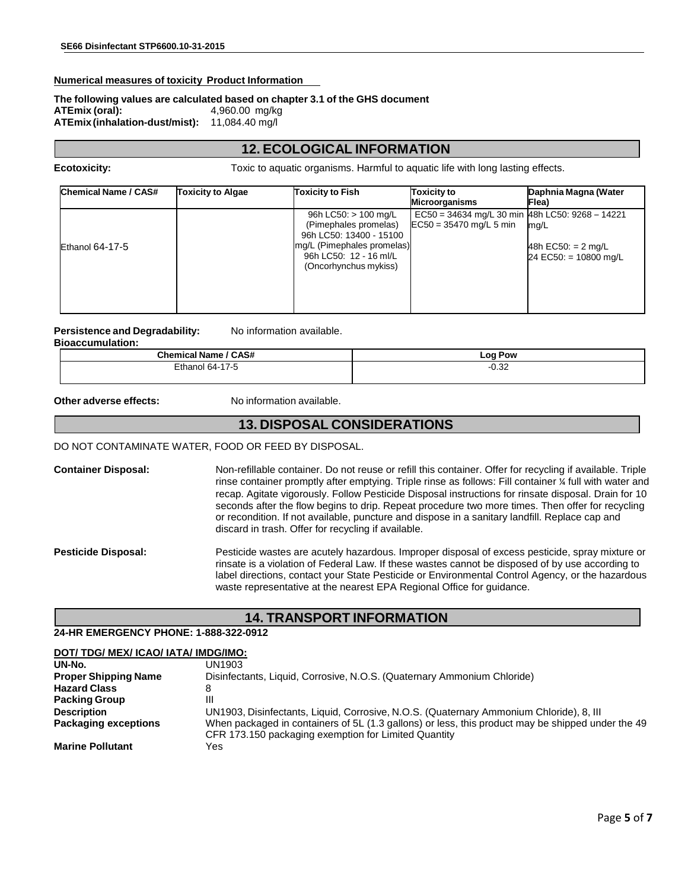**Numerical measures of toxicity Product Information**

**The following values are calculated based on chapter 3.1 of the GHS document**

**ATEmix (oral):** 4,960.00 mg/kg

**ATEmix (inhalation-dust/mist):** 11,084.40 mg/l

## 12. ECOLOGICAL INFORMATION

**Ecotoxicity:** Toxic to aquatic organisms. Harmful to aquatic life with long lasting effects.

| Chemical Name / CAS# | Toxicity to Algae | Toxicity to Fish | Toxicity to Microorganisms | Daphnia Magna (Water Flea) |
|---|---|---|---|---|
| Ethanol 64-17-5 | | 96h LC50: > 100 mg/L (Pimephales promelas) 96h LC50: 13400 - 15100 mg/L (Pimephales promelas) 96h LC50: 12 - 16 ml/L (Oncorhynchus mykiss) | EC50 = 34634 mg/L 30 min EC50 = 35470 mg/L 5 min | 48h LC50: 9268 – 14221 mg/L 48h EC50: = 2 mg/L 24 EC50: = 10800 mg/L |

**Persistence and Degradability:** No information available.

**Bioaccumulation:**

| Chemical Name / CAS# | Log Pow |
|---|---|
| Ethanol 64-17-5 | -0.32 |

**Other adverse effects:** No information available.

## 13. DISPOSAL CONSIDERATIONS

DO NOT CONTAMINATE WATER, FOOD OR FEED BY DISPOSAL.

**Container Disposal:** Non-refillable container. Do not reuse or refill this container. Offer for recycling if available. Triple rinse container promptly after emptying. Triple rinse as follows: Fill container ¼ full with water and recap. Agitate vigorously. Follow Pesticide Disposal instructions for rinsate disposal. Drain for 10 seconds after the flow begins to drip. Repeat procedure two more times. Then offer for recycling or recondition. If not available, puncture and dispose in a sanitary landfill. Replace cap and discard in trash. Offer for recycling if available.

**Pesticide Disposal:** Pesticide wastes are acutely hazardous. Improper disposal of excess pesticide, spray mixture or rinsate is a violation of Federal Law. If these wastes cannot be disposed of by use according to label directions, contact your State Pesticide or Environmental Control Agency, or the hazardous waste representative at the nearest EPA Regional Office for guidance.

## 14. TRANSPORT INFORMATION

**24-HR EMERGENCY PHONE: 1-888-322-0912**

**DOT/ TDG/ MEX/ ICAO/ IATA/ IMDG/IMO:**

**UN-No.** UN1903

**Proper Shipping Name** Disinfectants, Liquid, Corrosive, N.O.S. (Quaternary Ammonium Chloride)

**Hazard Class** 8

**Packing Group** III

**Description** UN1903, Disinfectants, Liquid, Corrosive, N.O.S. (Quaternary Ammonium Chloride), 8, III

**Packaging exceptions** When packaged in containers of 5L (1.3 gallons) or less, this product may be shipped under the 49 CFR 173.150 packaging exemption for Limited Quantity

**Marine Pollutant** Yes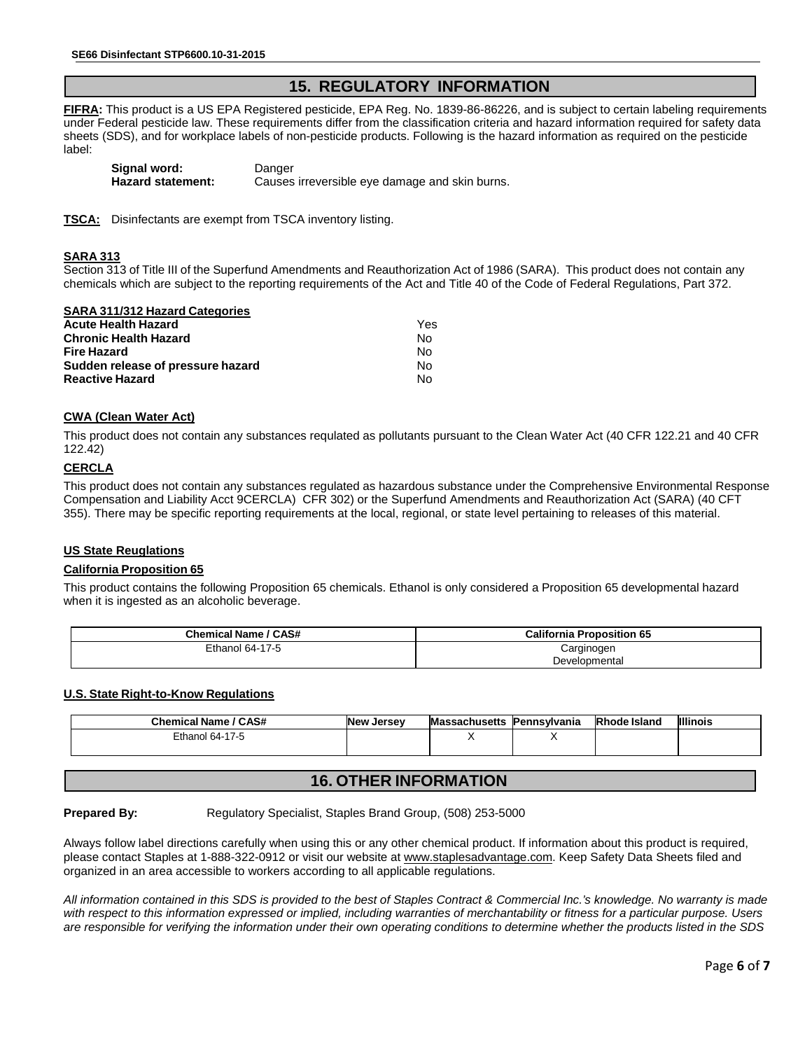## 15. REGULATORY INFORMATION

**FIFRA:** This product is a US EPA Registered pesticide, EPA Reg. No. 1839-86-86226, and is subject to certain labeling requirements under Federal pesticide law. These requirements differ from the classification criteria and hazard information required for safety data sheets (SDS), and for workplace labels of non-pesticide products. Following is the hazard information as required on the pesticide label:

**Signal word:** Danger
**Hazard statement:** Causes irreversible eye damage and skin burns.

**TSCA:** Disinfectants are exempt from TSCA inventory listing.

**SARA 313**

Section 313 of Title III of the Superfund Amendments and Reauthorization Act of 1986 (SARA). This product does not contain any chemicals which are subject to the reporting requirements of the Act and Title 40 of the Code of Federal Regulations, Part 372.

**SARA 311/312 Hazard Categories**

| | |
|---|---|
| **Acute Health Hazard** | Yes |
| **Chronic Health Hazard** | No |
| **Fire Hazard** | No |
| **Sudden release of pressure hazard** | No |
| **Reactive Hazard** | No |

**CWA (Clean Water Act)**

This product does not contain any substances requlated as pollutants pursuant to the Clean Water Act (40 CFR 122.21 and 40 CFR 122.42)

**CERCLA**

This product does not contain any substances regulated as hazardous substance under the Comprehensive Environmental Response Compensation and Liability Acct 9CERCLA) CFR 302) or the Superfund Amendments and Reauthorization Act (SARA) (40 CFT 355). There may be specific reporting requirements at the local, regional, or state level pertaining to releases of this material.

**US State Reuglations**

**California Proposition 65**

This product contains the following Proposition 65 chemicals. Ethanol is only considered a Proposition 65 developmental hazard when it is ingested as an alcoholic beverage.

| Chemical Name / CAS# | California Proposition 65 |
|---|---|
| Ethanol 64-17-5 | Carginogen<br>Developmental |

**U.S. State Right-to-Know Regulations**

| Chemical Name / CAS# | New Jersey | Massachusetts | Pennsylvania | Rhode Island | Illinois |
|---|---|---|---|---|---|
| Ethanol 64-17-5 | | X | X | | |

## 16. OTHER INFORMATION

**Prepared By:** Regulatory Specialist, Staples Brand Group, (508) 253-5000

Always follow label directions carefully when using this or any other chemical product. If information about this product is required, please contact Staples at 1-888-322-0912 or visit our website at www.staplesadvantage.com. Keep Safety Data Sheets filed and organized in an area accessible to workers according to all applicable regulations.

*All information contained in this SDS is provided to the best of Staples Contract & Commercial Inc.'s knowledge. No warranty is made with respect to this information expressed or implied, including warranties of merchantability or fitness for a particular purpose. Users are responsible for verifying the information under their own operating conditions to determine whether the products listed in the SDS*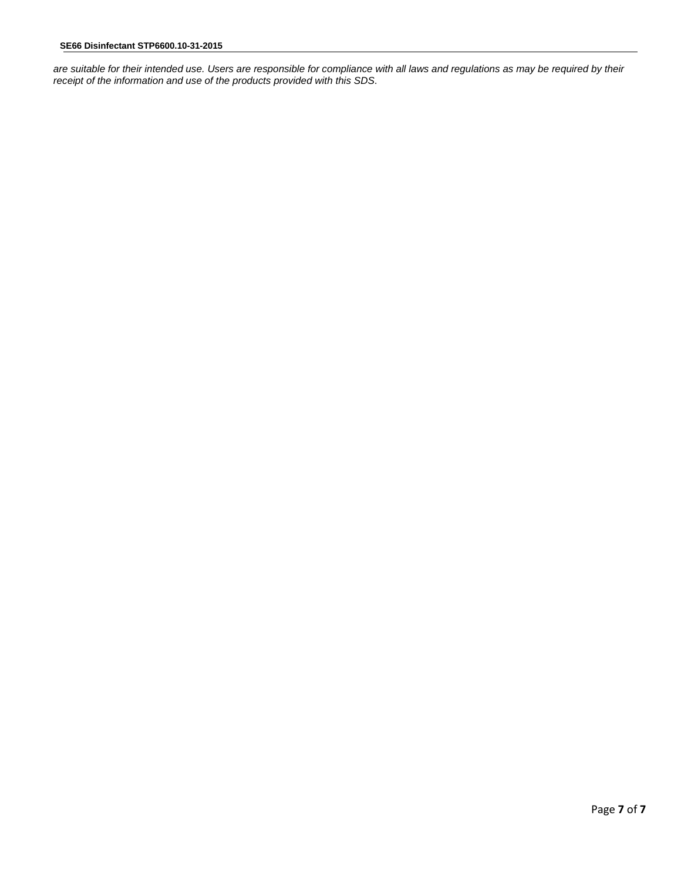*are suitable for their intended use. Users are responsible for compliance with all laws and regulations as may be required by their receipt of the information and use of the products provided with this SDS*.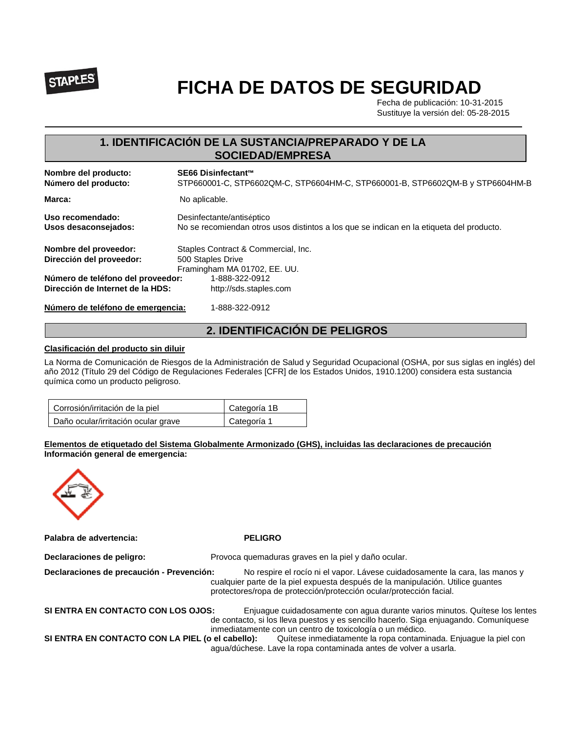STAPLES

# FICHA DE DATOS DE SEGURIDAD

Fecha de publicación: 10-31-2015
Sustituye la versión del: 05-28-2015

## 1. IDENTIFICACIÓN DE LA SUSTANCIA/PREPARADO Y DE LA SOCIEDAD/EMPRESA

**Nombre del producto:** **SE66 Disinfectant™**
**Número del producto:** STP660001-C, STP6602QM-C, STP6604HM-C, STP660001-B, STP6602QM-B y STP6604HM-B

**Marca:** No aplicable.

**Uso recomendado:** Desinfectante/antiséptico
**Usos desaconsejados:** No se recomiendan otros usos distintos a los que se indican en la etiqueta del producto.

**Nombre del proveedor:** Staples Contract & Commercial, Inc.
**Dirección del proveedor:** 500 Staples Drive
Framingham MA 01702, EE. UU.
**Número de teléfono del proveedor:** 1-888-322-0912
**Dirección de Internet de la HDS:** http://sds.staples.com

**Número de teléfono de emergencia:** 1-888-322-0912

## 2. IDENTIFICACIÓN DE PELIGROS

**Clasificación del producto sin diluir**

La Norma de Comunicación de Riesgos de la Administración de Salud y Seguridad Ocupacional (OSHA, por sus siglas en inglés) del año 2012 (Título 29 del Código de Regulaciones Federales [CFR] de los Estados Unidos, 1910.1200) considera esta sustancia química como un producto peligroso.

| | |
|---|---|
| Corrosión/irritación de la piel | Categoría 1B |
| Daño ocular/irritación ocular grave | Categoría 1 |

**Elementos de etiquetado del Sistema Globalmente Armonizado (GHS), incluidas las declaraciones de precaución**
**Información general de emergencia:**

**Palabra de advertencia:** **PELIGRO**

**Declaraciones de peligro:** Provoca quemaduras graves en la piel y daño ocular.

**Declaraciones de precaución - Prevención:** No respire el rocío ni el vapor. Lávese cuidadosamente la cara, las manos y cualquier parte de la piel expuesta después de la manipulación. Utilice guantes protectores/ropa de protección/protección ocular/protección facial.

**SI ENTRA EN CONTACTO CON LOS OJOS:** Enjuague cuidadosamente con agua durante varios minutos. Quítese los lentes de contacto, si los lleva puestos y es sencillo hacerlo. Siga enjuagando. Comuníquese inmediatamente con un centro de toxicología o un médico.
**SI ENTRA EN CONTACTO CON LA PIEL (o el cabello):** Quítese inmediatamente la ropa contaminada. Enjuague la piel con agua/dúchese. Lave la ropa contaminada antes de volver a usarla.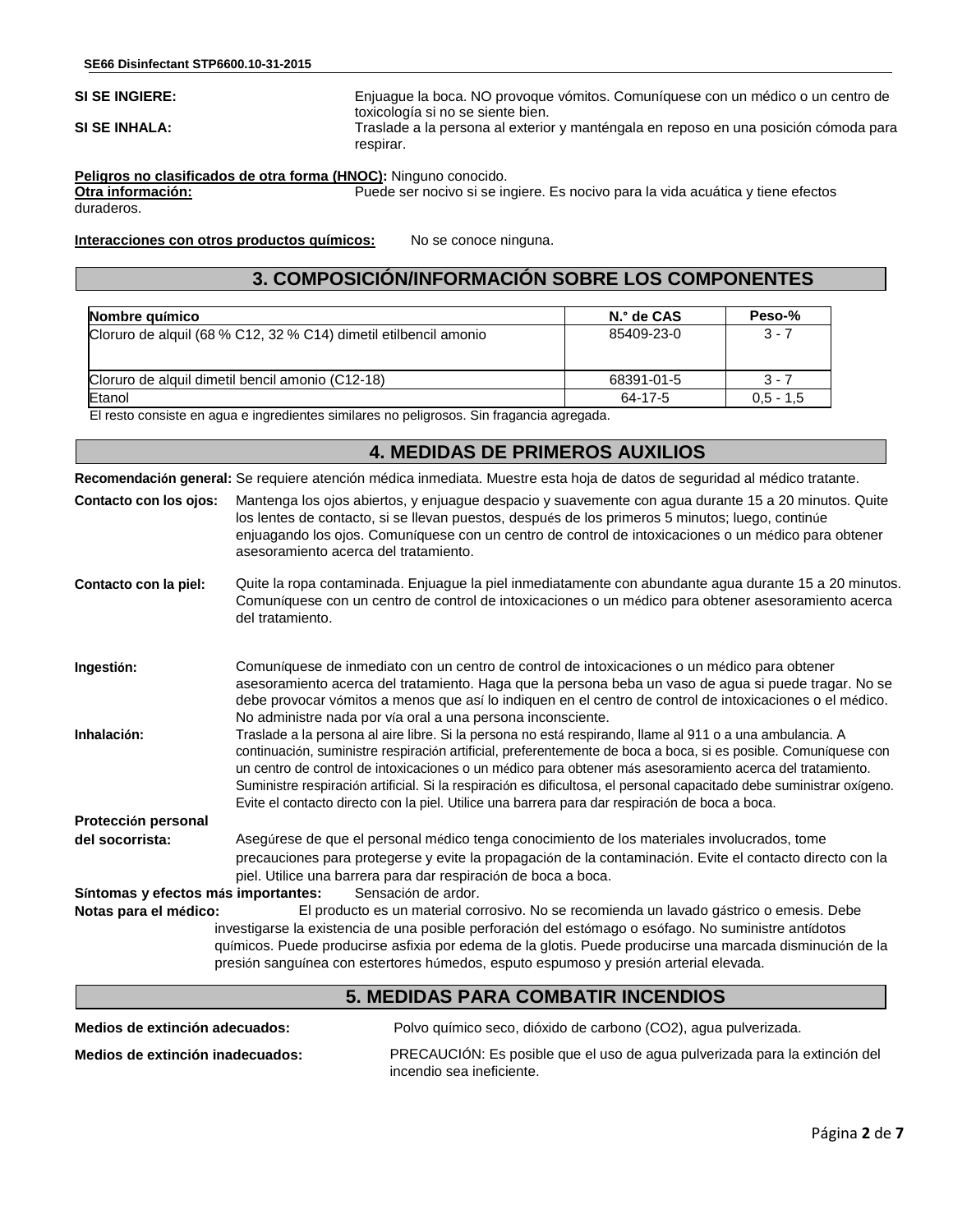**SI SE INGIERE:** Enjuague la boca. NO provoque vómitos. Comuníquese con un médico o un centro de toxicología si no se siente bien.

**SI SE INHALA:** Traslade a la persona al exterior y manténgala en reposo en una posición cómoda para respirar.

**Peligros no clasificados de otra forma (HNOC):** Ninguno conocido.

**Otra información:** Puede ser nocivo si se ingiere. Es nocivo para la vida acuática y tiene efectos duraderos.

**Interacciones con otros productos químicos:** No se conoce ninguna.

## 3. COMPOSICIÓN/INFORMACIÓN SOBRE LOS COMPONENTES

| Nombre químico | N.° de CAS | Peso-% |
|---|---|---|
| Cloruro de alquil (68 % C12, 32 % C14) dimetil etilbencil amonio | 85409-23-0 | 3 - 7 |
| Cloruro de alquil dimetil bencil amonio (C12-18) | 68391-01-5 | 3 - 7 |
| Etanol | 64-17-5 | 0,5 - 1,5 |

El resto consiste en agua e ingredientes similares no peligrosos. Sin fragancia agregada.

## 4. MEDIDAS DE PRIMEROS AUXILIOS

**Recomendación general:** Se requiere atención médica inmediata. Muestre esta hoja de datos de seguridad al médico tratante.

**Contacto con los ojos:** Mantenga los ojos abiertos, y enjuague despacio y suavemente con agua durante 15 a 20 minutos. Quite los lentes de contacto, si se llevan puestos, después de los primeros 5 minutos; luego, continúe enjuagando los ojos. Comuníquese con un centro de control de intoxicaciones o un médico para obtener asesoramiento acerca del tratamiento.

**Contacto con la piel:** Quite la ropa contaminada. Enjuague la piel inmediatamente con abundante agua durante 15 a 20 minutos. Comuníquese con un centro de control de intoxicaciones o un médico para obtener asesoramiento acerca del tratamiento.

**Ingestión:** Comuníquese de inmediato con un centro de control de intoxicaciones o un médico para obtener asesoramiento acerca del tratamiento. Haga que la persona beba un vaso de agua si puede tragar. No se debe provocar vómitos a menos que así lo indiquen en el centro de control de intoxicaciones o el médico. No administre nada por vía oral a una persona inconsciente.

**Inhalación:** Traslade a la persona al aire libre. Si la persona no está respirando, llame al 911 o a una ambulancia. A continuación, suministre respiración artificial, preferentemente de boca a boca, si es posible. Comuníquese con un centro de control de intoxicaciones o un médico para obtener más asesoramiento acerca del tratamiento. Suministre respiración artificial. Si la respiración es dificultosa, el personal capacitado debe suministrar oxígeno. Evite el contacto directo con la piel. Utilice una barrera para dar respiración de boca a boca.

**Protección personal del socorrista:** Asegúrese de que el personal médico tenga conocimiento de los materiales involucrados, tome precauciones para protegerse y evite la propagación de la contaminación. Evite el contacto directo con la piel. Utilice una barrera para dar respiración de boca a boca.

**Síntomas y efectos más importantes:** Sensación de ardor.

**Notas para el médico:** El producto es un material corrosivo. No se recomienda un lavado gástrico o emesis. Debe investigarse la existencia de una posible perforación del estómago o esófago. No suministre antídotos químicos. Puede producirse asfixia por edema de la glotis. Puede producirse una marcada disminución de la presión sanguínea con estertores húmedos, esputo espumoso y presión arterial elevada.

## 5. MEDIDAS PARA COMBATIR INCENDIOS

**Medios de extinción adecuados:** Polvo químico seco, dióxido de carbono (CO2), agua pulverizada.

**Medios de extinción inadecuados:** PRECAUCIÓN: Es posible que el uso de agua pulverizada para la extinción del incendio sea ineficiente.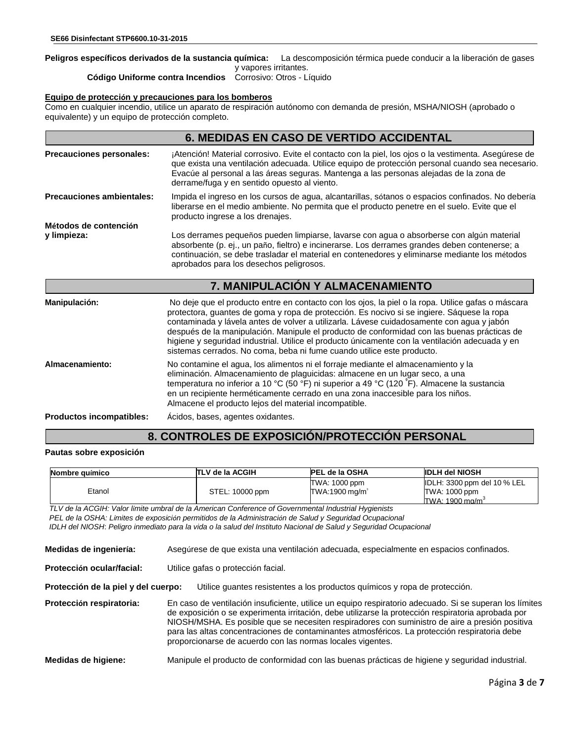**Peligros específicos derivados de la sustancia química:** La descomposición térmica puede conducir a la liberación de gases y vapores irritantes.

**Código Uniforme contra Incendios** Corrosivo: Otros - Líquido

**Equipo de protección y precauciones para los bomberos**

Como en cualquier incendio, utilice un aparato de respiración autónomo con demanda de presión, MSHA/NIOSH (aprobado o equivalente) y un equipo de protección completo.

## 6. MEDIDAS EN CASO DE VERTIDO ACCIDENTAL

**Precauciones personales:** ¡Atención! Material corrosivo. Evite el contacto con la piel, los ojos o la vestimenta. Asegúrese de que exista una ventilación adecuada. Utilice equipo de protección personal cuando sea necesario. Evacúe al personal a las áreas seguras. Mantenga a las personas alejadas de la zona de derrame/fuga y en sentido opuesto al viento.

**Precauciones ambientales:** Impida el ingreso en los cursos de agua, alcantarillas, sótanos o espacios confinados. No debería liberarse en el medio ambiente. No permita que el producto penetre en el suelo. Evite que el producto ingrese a los drenajes.

**Métodos de contención y limpieza:** Los derrames pequeños pueden limpiarse, lavarse con agua o absorberse con algún material absorbente (p. ej., un paño, fieltro) e incinerarse. Los derrames grandes deben contenerse; a continuación, se debe trasladar el material en contenedores y eliminarse mediante los métodos aprobados para los desechos peligrosos.

## 7. MANIPULACIÓN Y ALMACENAMIENTO

**Manipulación:** No deje que el producto entre en contacto con los ojos, la piel o la ropa. Utilice gafas o máscara protectora, guantes de goma y ropa de protección. Es nocivo si se ingiere. Sáquese la ropa contaminada y lávela antes de volver a utilizarla. Lávese cuidadosamente con agua y jabón después de la manipulación. Manipule el producto de conformidad con las buenas prácticas de higiene y seguridad industrial. Utilice el producto únicamente con la ventilación adecuada y en sistemas cerrados. No coma, beba ni fume cuando utilice este producto.

**Almacenamiento:** No contamine el agua, los alimentos ni el forraje mediante el almacenamiento y la eliminación. Almacenamiento de plaguicidas: almacene en un lugar seco, a una temperatura no inferior a 10 °C (50 °F) ni superior a 49 °C (120 °F). Almacene la sustancia en un recipiente herméticamente cerrado en una zona inaccesible para los niños. Almacene el producto lejos del material incompatible.

**Productos incompatibles:** Ácidos, bases, agentes oxidantes.

## 8. CONTROLES DE EXPOSICIÓN/PROTECCIÓN PERSONAL

**Pautas sobre exposición**

| Nombre químico | TLV de la ACGIH | PEL de la OSHA | IDLH del NIOSH |
|---|---|---|---|
| Etanol | STEL: 10000 ppm | TWA: 1000 ppm<br>TWA:1900 mg/m³ | IDLH: 3300 ppm del 10 % LEL<br>TWA: 1000 ppm<br>TWA: 1900 mg/m³ |

*TLV de la ACGIH: Valor límite umbral de la American Conference of Governmental Industrial Hygienists*
*PEL de la OSHA: Límites de exposición permitidos de la Administración de Salud y Seguridad Ocupacional*
*IDLH del NIOSH: Peligro inmediato para la vida o la salud del Instituto Nacional de Salud y Seguridad Ocupacional*

**Medidas de ingeniería:** Asegúrese de que exista una ventilación adecuada, especialmente en espacios confinados.

**Protección ocular/facial:** Utilice gafas o protección facial.

**Protección de la piel y del cuerpo:** Utilice guantes resistentes a los productos químicos y ropa de protección.

**Protección respiratoria:** En caso de ventilación insuficiente, utilice un equipo respiratorio adecuado. Si se superan los límites de exposición o se experimenta irritación, debe utilizarse la protección respiratoria aprobada por NIOSH/MSHA. Es posible que se necesiten respiradores con suministro de aire a presión positiva para las altas concentraciones de contaminantes atmosféricos. La protección respiratoria debe proporcionarse de acuerdo con las normas locales vigentes.

**Medidas de higiene:** Manipule el producto de conformidad con las buenas prácticas de higiene y seguridad industrial.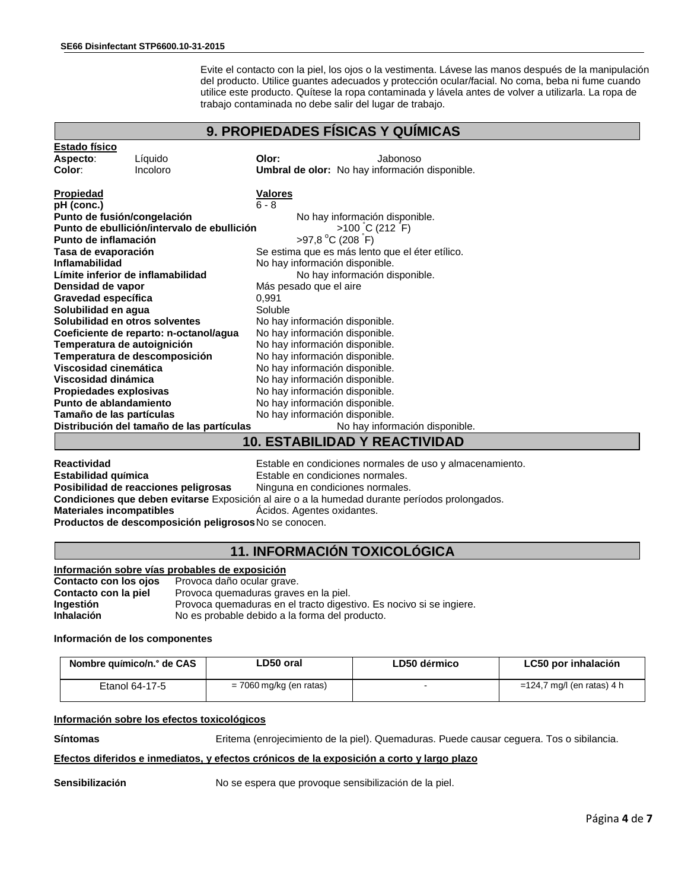Evite el contacto con la piel, los ojos o la vestimenta. Lávese las manos después de la manipulación del producto. Utilice guantes adecuados y protección ocular/facial. No coma, beba ni fume cuando utilice este producto. Quítese la ropa contaminada y lávela antes de volver a utilizarla. La ropa de trabajo contaminada no debe salir del lugar de trabajo.

## 9. PROPIEDADES FÍSICAS Y QUÍMICAS

**Estado físico**

**Aspecto**: Líquido
**Color**: Incoloro
**Olor:** Jabonoso
**Umbral de olor:** No hay información disponible.

| Propiedad | Valores |
|---|---|
| **pH (conc.)** | 6 - 8 |
| **Punto de fusión/congelación** | No hay información disponible. |
| **Punto de ebullición/intervalo de ebullición** | >100 °C (212 °F) |
| **Punto de inflamación** | >97,8 °C (208 °F) |
| **Tasa de evaporación** | Se estima que es más lento que el éter etílico. |
| **Inflamabilidad** | No hay información disponible. |
| **Límite inferior de inflamabilidad** | No hay información disponible. |
| **Densidad de vapor** | Más pesado que el aire |
| **Gravedad específica** | 0,991 |
| **Solubilidad en agua** | Soluble |
| **Solubilidad en otros solventes** | No hay información disponible. |
| **Coeficiente de reparto: n-octanol/agua** | No hay información disponible. |
| **Temperatura de autoignición** | No hay información disponible. |
| **Temperatura de descomposición** | No hay información disponible. |
| **Viscosidad cinemática** | No hay información disponible. |
| **Viscosidad dinámica** | No hay información disponible. |
| **Propiedades explosivas** | No hay información disponible. |
| **Punto de ablandamiento** | No hay información disponible. |
| **Tamaño de las partículas** | No hay información disponible. |
| **Distribución del tamaño de las partículas** | No hay información disponible. |

## 10. ESTABILIDAD Y REACTIVIDAD

**Reactividad** Estable en condiciones normales de uso y almacenamiento.
**Estabilidad química** Estable en condiciones normales.
**Posibilidad de reacciones peligrosas** Ninguna en condiciones normales.
**Condiciones que deben evitarse** Exposición al aire o a la humedad durante períodos prolongados.
**Materiales incompatibles** Ácidos. Agentes oxidantes.
**Productos de descomposición peligrosos** No se conocen.

## 11. INFORMACIÓN TOXICOLÓGICA

**Información sobre vías probables de exposición**

**Contacto con los ojos** Provoca daño ocular grave.
**Contacto con la piel** Provoca quemaduras graves en la piel.
**Ingestión** Provoca quemaduras en el tracto digestivo. Es nocivo si se ingiere.
**Inhalación** No es probable debido a la forma del producto.

**Información de los componentes**

| Nombre químico/n.° de CAS | LD50 oral | LD50 dérmico | LC50 por inhalación |
|---|---|---|---|
| Etanol 64-17-5 | = 7060 mg/kg (en ratas) | - | =124,7 mg/l (en ratas) 4 h |

**Información sobre los efectos toxicológicos**

**Síntomas** Eritema (enrojecimiento de la piel). Quemaduras. Puede causar ceguera. Tos o sibilancia.

**Efectos diferidos e inmediatos, y efectos crónicos de la exposición a corto y largo plazo**

**Sensibilización** No se espera que provoque sensibilización de la piel.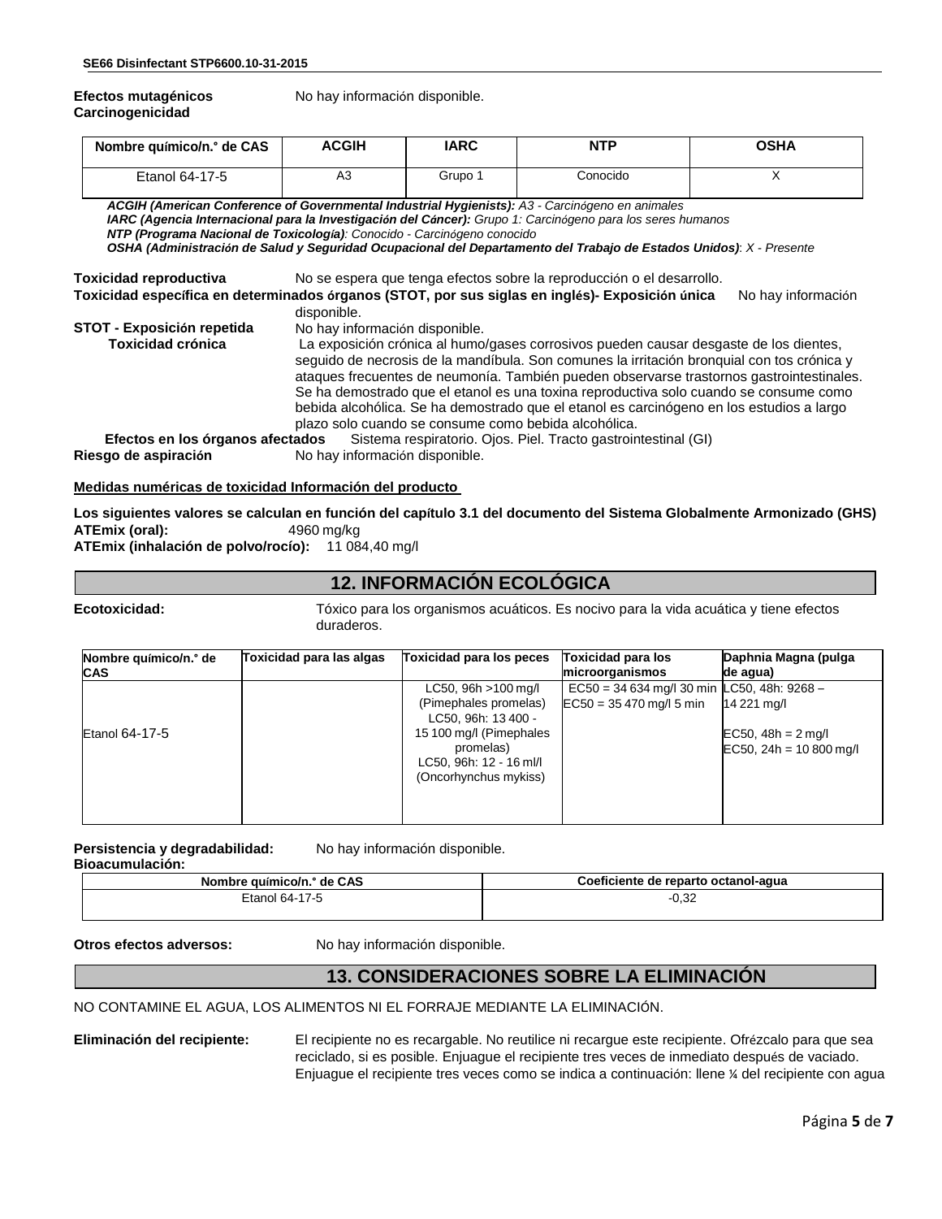**Efectos mutagénicos** No hay información disponible.
**Carcinogenicidad**

| Nombre químico/n.° de CAS | ACGIH | IARC | NTP | OSHA |
|---|---|---|---|---|
| Etanol 64-17-5 | A3 | Grupo 1 | Conocido | X |

***ACGIH (American Conference of Governmental Industrial Hygienists):*** *A3 - Carcinógeno en animales*
***IARC (Agencia Internacional para la Investigación del Cáncer):*** *Grupo 1: Carcinógeno para los seres humanos*
***NTP (Programa Nacional de Toxicología)****: Conocido - Carcinógeno conocido*
***OSHA (Administración de Salud y Seguridad Ocupacional del Departamento del Trabajo de Estados Unidos)****: X - Presente*

**Toxicidad reproductiva** No se espera que tenga efectos sobre la reproducción o el desarrollo.
**Toxicidad específica en determinados órganos (STOT, por sus siglas en inglés)- Exposición única** No hay información disponible.
**STOT - Exposición repetida** No hay información disponible.
**Toxicidad crónica** La exposición crónica al humo/gases corrosivos pueden causar desgaste de los dientes, seguido de necrosis de la mandíbula. Son comunes la irritación bronquial con tos crónica y ataques frecuentes de neumonía. También pueden observarse trastornos gastrointestinales. Se ha demostrado que el etanol es una toxina reproductiva solo cuando se consume como bebida alcohólica. Se ha demostrado que el etanol es carcinógeno en los estudios a largo plazo solo cuando se consume como bebida alcohólica.
**Efectos en los órganos afectados** Sistema respiratorio. Ojos. Piel. Tracto gastrointestinal (GI)
**Riesgo de aspiración** No hay información disponible.

**Medidas numéricas de toxicidad Información del producto**

**Los siguientes valores se calculan en función del capítulo 3.1 del documento del Sistema Globalmente Armonizado (GHS)**
**ATEmix (oral):** 4960 mg/kg
**ATEmix (inhalación de polvo/rocío):** 11 084,40 mg/l

## 12. INFORMACIÓN ECOLÓGICA

**Ecotoxicidad:** Tóxico para los organismos acuáticos. Es nocivo para la vida acuática y tiene efectos duraderos.

| Nombre químico/n.° de CAS | Toxicidad para las algas | Toxicidad para los peces | Toxicidad para los microorganismos | Daphnia Magna (pulga de agua) |
|---|---|---|---|---|
| Etanol 64-17-5 | | LC50, 96h >100 mg/l (Pimephales promelas) LC50, 96h: 13 400 - 15 100 mg/l (Pimephales promelas) LC50, 96h: 12 - 16 ml/l (Oncorhynchus mykiss) | EC50 = 34 634 mg/l 30 min EC50 = 35 470 mg/l 5 min | LC50, 48h: 9268 – 14 221 mg/l EC50, 48h = 2 mg/l EC50, 24h = 10 800 mg/l |

**Persistencia y degradabilidad:** No hay información disponible.
**Bioacumulación:**

| Nombre químico/n.° de CAS | Coeficiente de reparto octanol-agua |
|---|---|
| Etanol 64-17-5 | -0,32 |

**Otros efectos adversos:** No hay información disponible.

## 13. CONSIDERACIONES SOBRE LA ELIMINACIÓN

NO CONTAMINE EL AGUA, LOS ALIMENTOS NI EL FORRAJE MEDIANTE LA ELIMINACIÓN.

**Eliminación del recipiente:** El recipiente no es recargable. No reutilice ni recargue este recipiente. Ofrézcalo para que sea reciclado, si es posible. Enjuague el recipiente tres veces de inmediato después de vaciado. Enjuague el recipiente tres veces como se indica a continuación: llene ¼ del recipiente con agua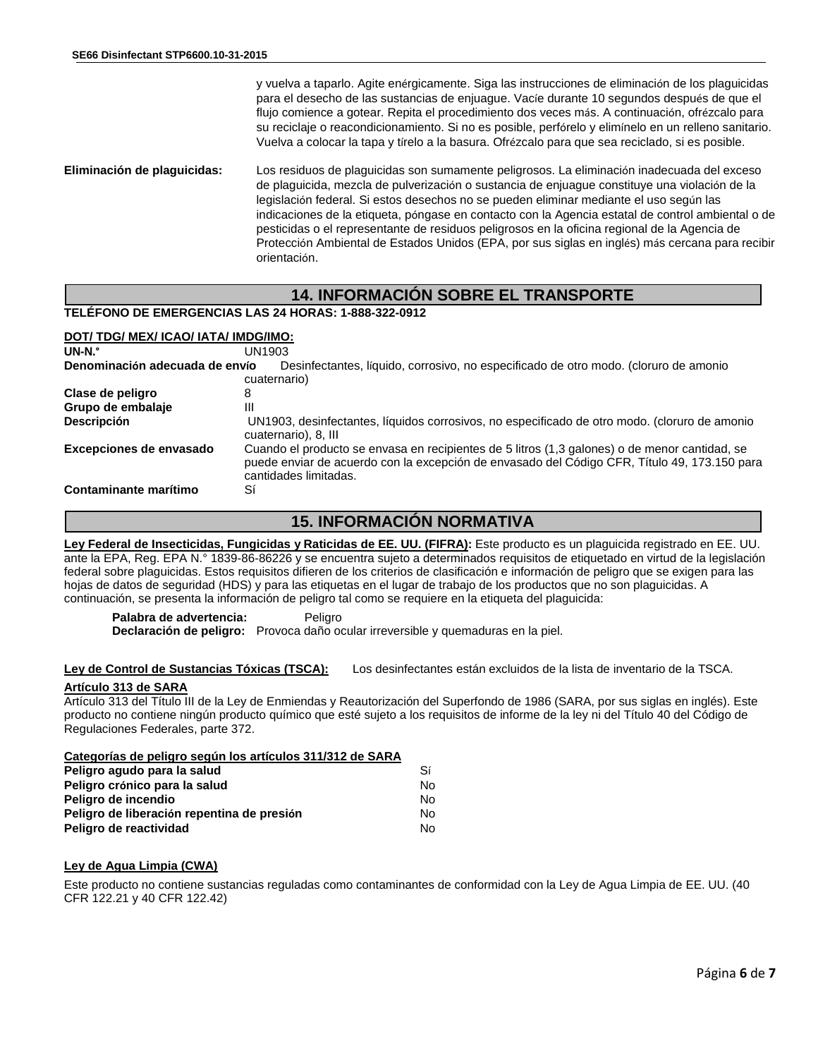y vuelva a taparlo. Agite enérgicamente. Siga las instrucciones de eliminación de los plaguicidas para el desecho de las sustancias de enjuague. Vacíe durante 10 segundos después de que el flujo comience a gotear. Repita el procedimiento dos veces más. A continuación, ofrézcalo para su reciclaje o reacondicionamiento. Si no es posible, perfórelo y elimínelo en un relleno sanitario. Vuelva a colocar la tapa y tírelo a la basura. Ofrézcalo para que sea reciclado, si es posible.

**Eliminación de plaguicidas:** Los residuos de plaguicidas son sumamente peligrosos. La eliminación inadecuada del exceso de plaguicida, mezcla de pulverización o sustancia de enjuague constituye una violación de la legislación federal. Si estos desechos no se pueden eliminar mediante el uso según las indicaciones de la etiqueta, póngase en contacto con la Agencia estatal de control ambiental o de pesticidas o el representante de residuos peligrosos en la oficina regional de la Agencia de Protección Ambiental de Estados Unidos (EPA, por sus siglas en inglés) más cercana para recibir orientación.

## 14. INFORMACIÓN SOBRE EL TRANSPORTE

**TELÉFONO DE EMERGENCIAS LAS 24 HORAS: 1-888-322-0912**

**DOT/ TDG/ MEX/ ICAO/ IATA/ IMDG/IMO:**

| | |
|---|---|
| **UN-N.°** | UN1903 |
| **Denominación adecuada de envío** | Desinfectantes, líquido, corrosivo, no especificado de otro modo. (cloruro de amonio cuaternario) |
| **Clase de peligro** | 8 |
| **Grupo de embalaje** | III |
| **Descripción** | UN1903, desinfectantes, líquidos corrosivos, no especificado de otro modo. (cloruro de amonio cuaternario), 8, III |
| **Excepciones de envasado** | Cuando el producto se envasa en recipientes de 5 litros (1,3 galones) o de menor cantidad, se puede enviar de acuerdo con la excepción de envasado del Código CFR, Título 49, 173.150 para cantidades limitadas. |
| **Contaminante marítimo** | Sí |

## 15. INFORMACIÓN NORMATIVA

**Ley Federal de Insecticidas, Fungicidas y Raticidas de EE. UU. (FIFRA):** Este producto es un plaguicida registrado en EE. UU. ante la EPA, Reg. EPA N.° 1839-86-86226 y se encuentra sujeto a determinados requisitos de etiquetado en virtud de la legislación federal sobre plaguicidas. Estos requisitos difieren de los criterios de clasificación e información de peligro que se exigen para las hojas de datos de seguridad (HDS) y para las etiquetas en el lugar de trabajo de los productos que no son plaguicidas. A continuación, se presenta la información de peligro tal como se requiere en la etiqueta del plaguicida:

**Palabra de advertencia:** Peligro
**Declaración de peligro:** Provoca daño ocular irreversible y quemaduras en la piel.

**Ley de Control de Sustancias Tóxicas (TSCA):** Los desinfectantes están excluidos de la lista de inventario de la TSCA.

**Artículo 313 de SARA**

Artículo 313 del Título III de la Ley de Enmiendas y Reautorización del Superfondo de 1986 (SARA, por sus siglas en inglés). Este producto no contiene ningún producto químico que esté sujeto a los requisitos de informe de la ley ni del Título 40 del Código de Regulaciones Federales, parte 372.

| **Categorías de peligro según los artículos 311/312 de SARA** | |
|---|---|
| **Peligro agudo para la salud** | Sí |
| **Peligro crónico para la salud** | No |
| **Peligro de incendio** | No |
| **Peligro de liberación repentina de presión** | No |
| **Peligro de reactividad** | No |

**Ley de Agua Limpia (CWA)**

Este producto no contiene sustancias reguladas como contaminantes de conformidad con la Ley de Agua Limpia de EE. UU. (40 CFR 122.21 y 40 CFR 122.42)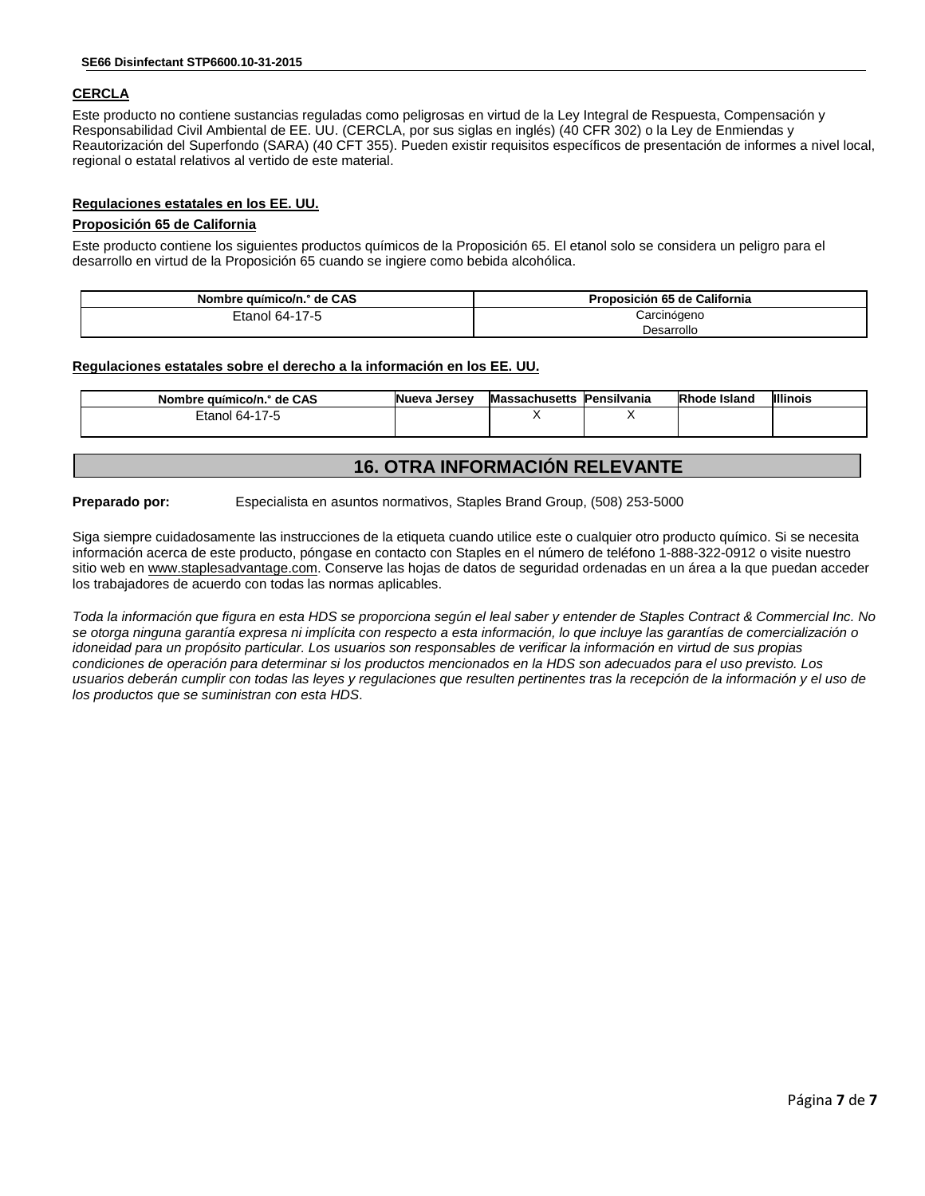**CERCLA**

Este producto no contiene sustancias reguladas como peligrosas en virtud de la Ley Integral de Respuesta, Compensación y Responsabilidad Civil Ambiental de EE. UU. (CERCLA, por sus siglas en inglés) (40 CFR 302) o la Ley de Enmiendas y Reautorización del Superfondo (SARA) (40 CFT 355). Pueden existir requisitos específicos de presentación de informes a nivel local, regional o estatal relativos al vertido de este material.

**Regulaciones estatales en los EE. UU.**

**Proposición 65 de California**

Este producto contiene los siguientes productos químicos de la Proposición 65. El etanol solo se considera un peligro para el desarrollo en virtud de la Proposición 65 cuando se ingiere como bebida alcohólica.

| Nombre químico/n.° de CAS | Proposición 65 de California |
|---|---|
| Etanol 64-17-5 | Carcinógeno<br>Desarrollo |

**Regulaciones estatales sobre el derecho a la información en los EE. UU.**

| Nombre químico/n.° de CAS | Nueva Jersey | Massachusetts | Pensilvania | Rhode Island | Illinois |
|---|---|---|---|---|---|
| Etanol 64-17-5 | | X | X | | |

## 16. OTRA INFORMACIÓN RELEVANTE

**Preparado por:** Especialista en asuntos normativos, Staples Brand Group, (508) 253-5000

Siga siempre cuidadosamente las instrucciones de la etiqueta cuando utilice este o cualquier otro producto químico. Si se necesita información acerca de este producto, póngase en contacto con Staples en el número de teléfono 1-888-322-0912 o visite nuestro sitio web en www.staplesadvantage.com. Conserve las hojas de datos de seguridad ordenadas en un área a la que puedan acceder los trabajadores de acuerdo con todas las normas aplicables.

*Toda la información que figura en esta HDS se proporciona según el leal saber y entender de Staples Contract & Commercial Inc. No se otorga ninguna garantía expresa ni implícita con respecto a esta información, lo que incluye las garantías de comercialización o idoneidad para un propósito particular. Los usuarios son responsables de verificar la información en virtud de sus propias condiciones de operación para determinar si los productos mencionados en la HDS son adecuados para el uso previsto. Los usuarios deberán cumplir con todas las leyes y regulaciones que resulten pertinentes tras la recepción de la información y el uso de los productos que se suministran con esta HDS.*